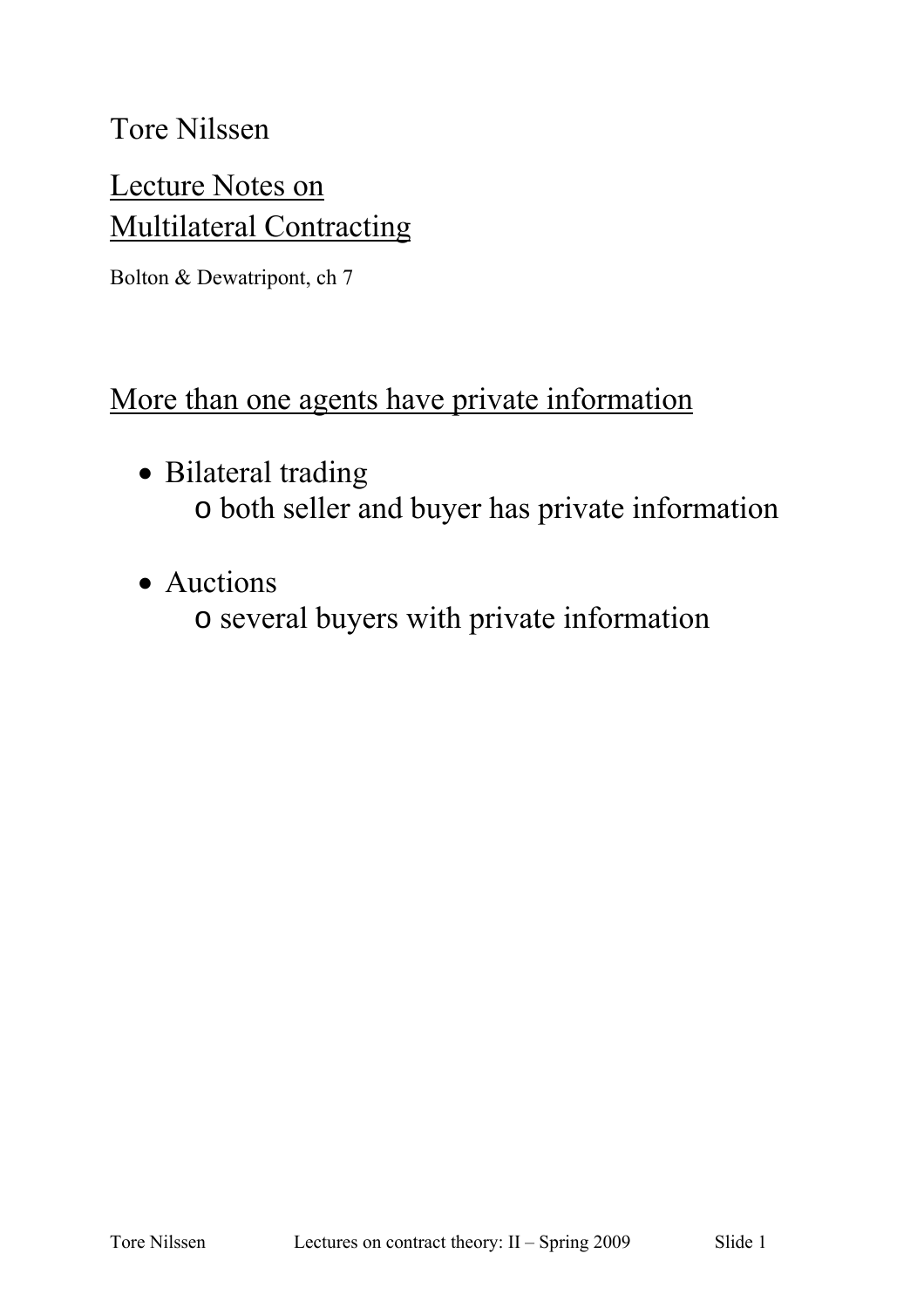Tore Nilssen

# Lecture Notes on Multilateral Contracting

Bolton & Dewatripont, ch 7

## More than one agents have private information

- Bilateral trading
  - both seller and buyer has private information
- Auctions
  - several buyers with private information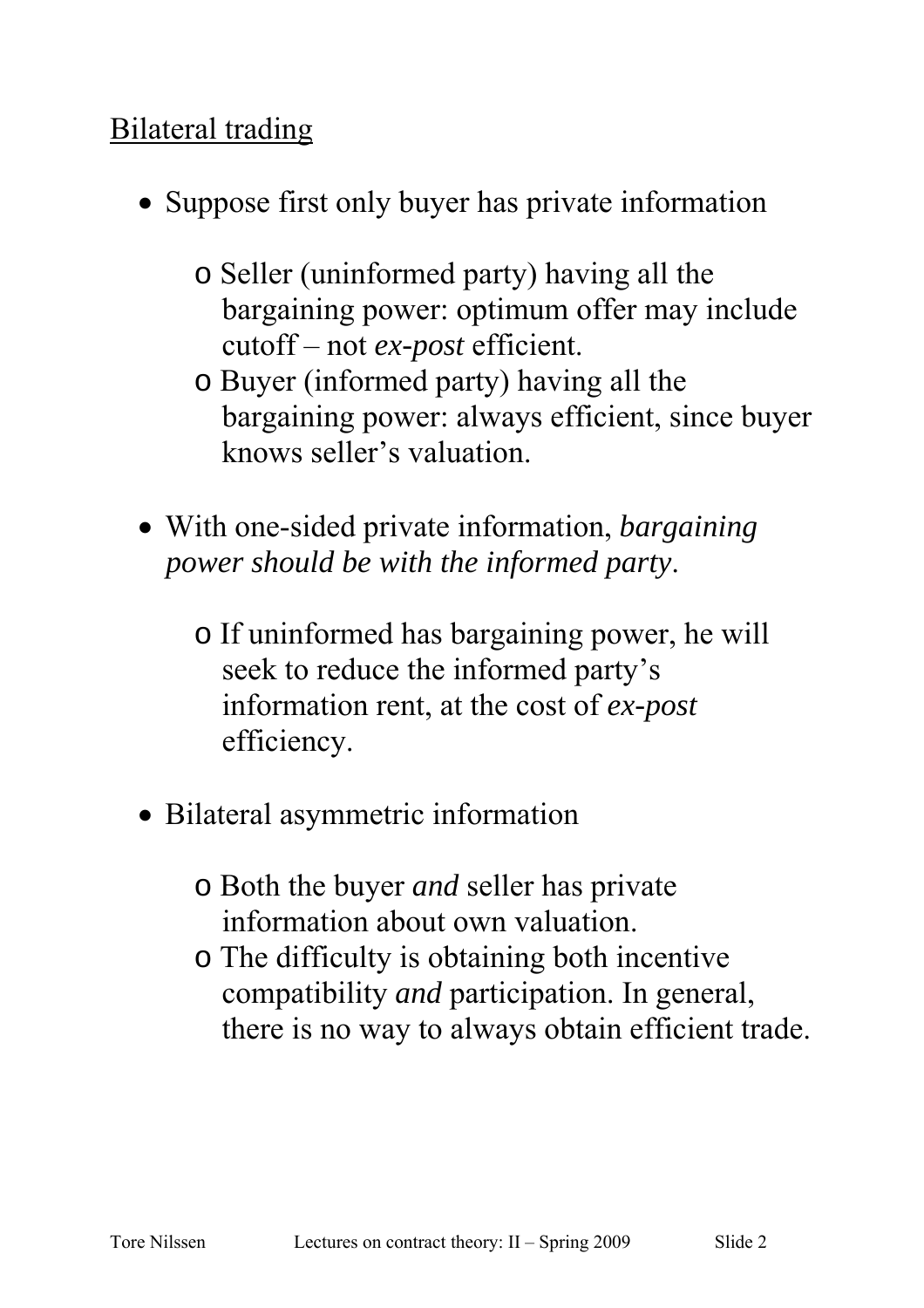## Bilateral trading

- Suppose first only buyer has private information
  - Seller (uninformed party) having all the bargaining power: optimum offer may include cutoff – not *ex-post* efficient.
  - Buyer (informed party) having all the bargaining power: always efficient, since buyer knows seller's valuation.

- With one-sided private information, *bargaining power should be with the informed party*.
  - If uninformed has bargaining power, he will seek to reduce the informed party's information rent, at the cost of *ex-post* efficiency.

- Bilateral asymmetric information
  - Both the buyer *and* seller has private information about own valuation.
  - The difficulty is obtaining both incentive compatibility *and* participation. In general, there is no way to always obtain efficient trade.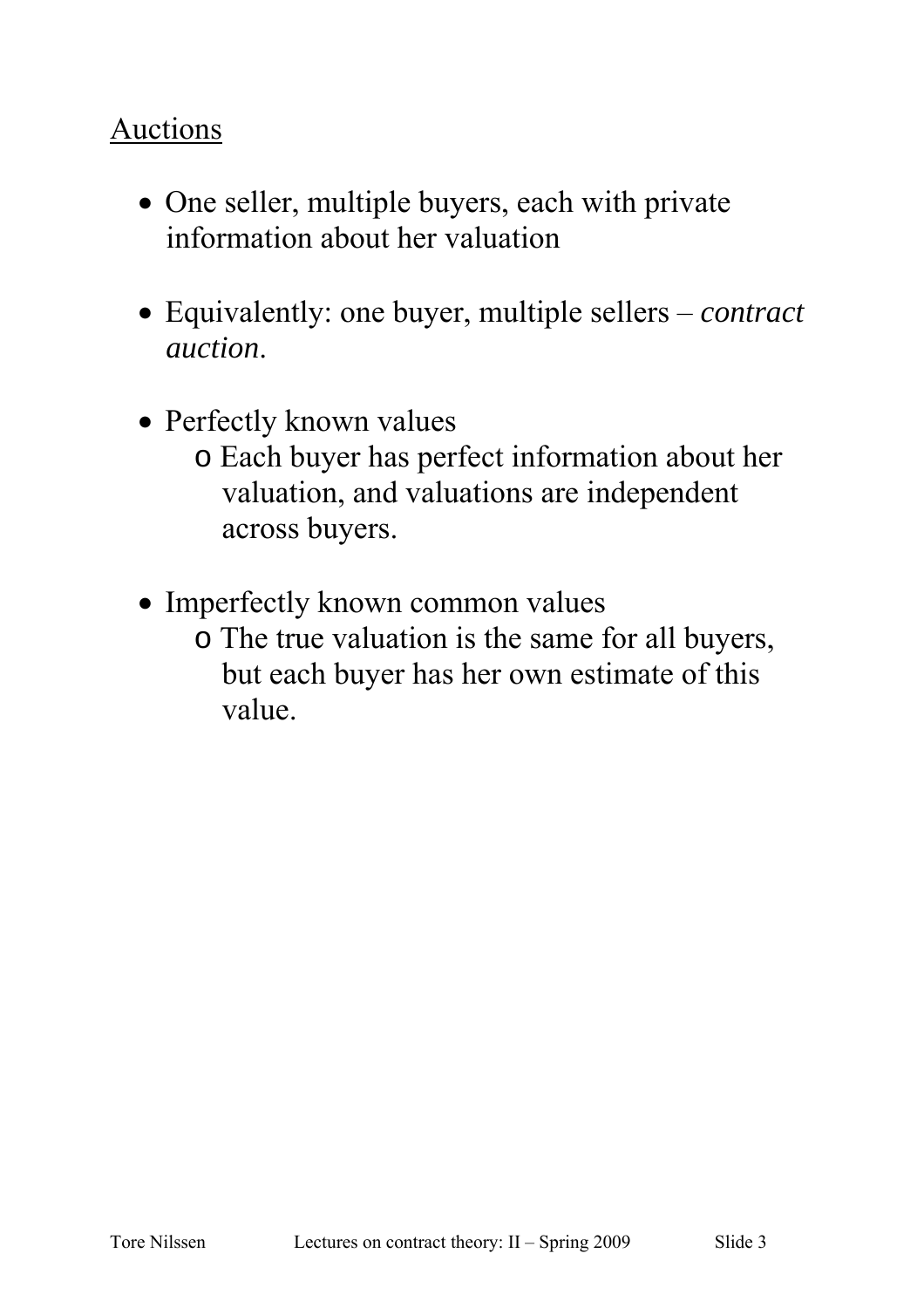## Auctions

- One seller, multiple buyers, each with private information about her valuation

- Equivalently: one buyer, multiple sellers – *contract auction*.

- Perfectly known values
    - Each buyer has perfect information about her valuation, and valuations are independent across buyers.

- Imperfectly known common values
    - The true valuation is the same for all buyers, but each buyer has her own estimate of this value.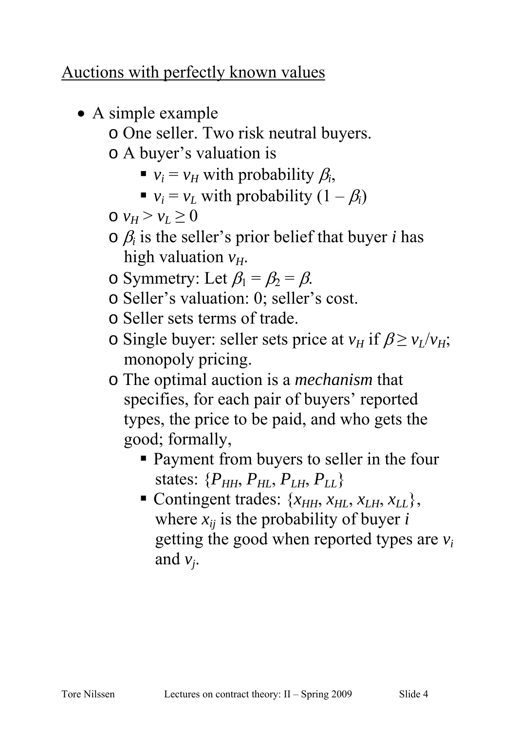## Auctions with perfectly known values

- A simple example
  - One seller. Two risk neutral buyers.
  - A buyer's valuation is
    - $v_i = v_H$ with probability $\beta_i$,
    - $v_i = v_L$ with probability $(1 - \beta_i)$
  - $v_H > v_L \geq 0$
  - $\beta_i$ is the seller's prior belief that buyer *i* has high valuation $v_H$.
  - Symmetry: Let $\beta_1 = \beta_2 = \beta$.
  - Seller's valuation: 0; seller's cost.
  - Seller sets terms of trade.
  - Single buyer: seller sets price at $v_H$ if $\beta \geq v_L/v_H$; monopoly pricing.
  - The optimal auction is a *mechanism* that specifies, for each pair of buyers' reported types, the price to be paid, and who gets the good; formally,
    - Payment from buyers to seller in the four states: $\{P_{HH}, P_{HL}, P_{LH}, P_{LL}\}$
    - Contingent trades: $\{x_{HH}, x_{HL}, x_{LH}, x_{LL}\}$, where $x_{ij}$ is the probability of buyer *i* getting the good when reported types are $v_i$ and $v_j$.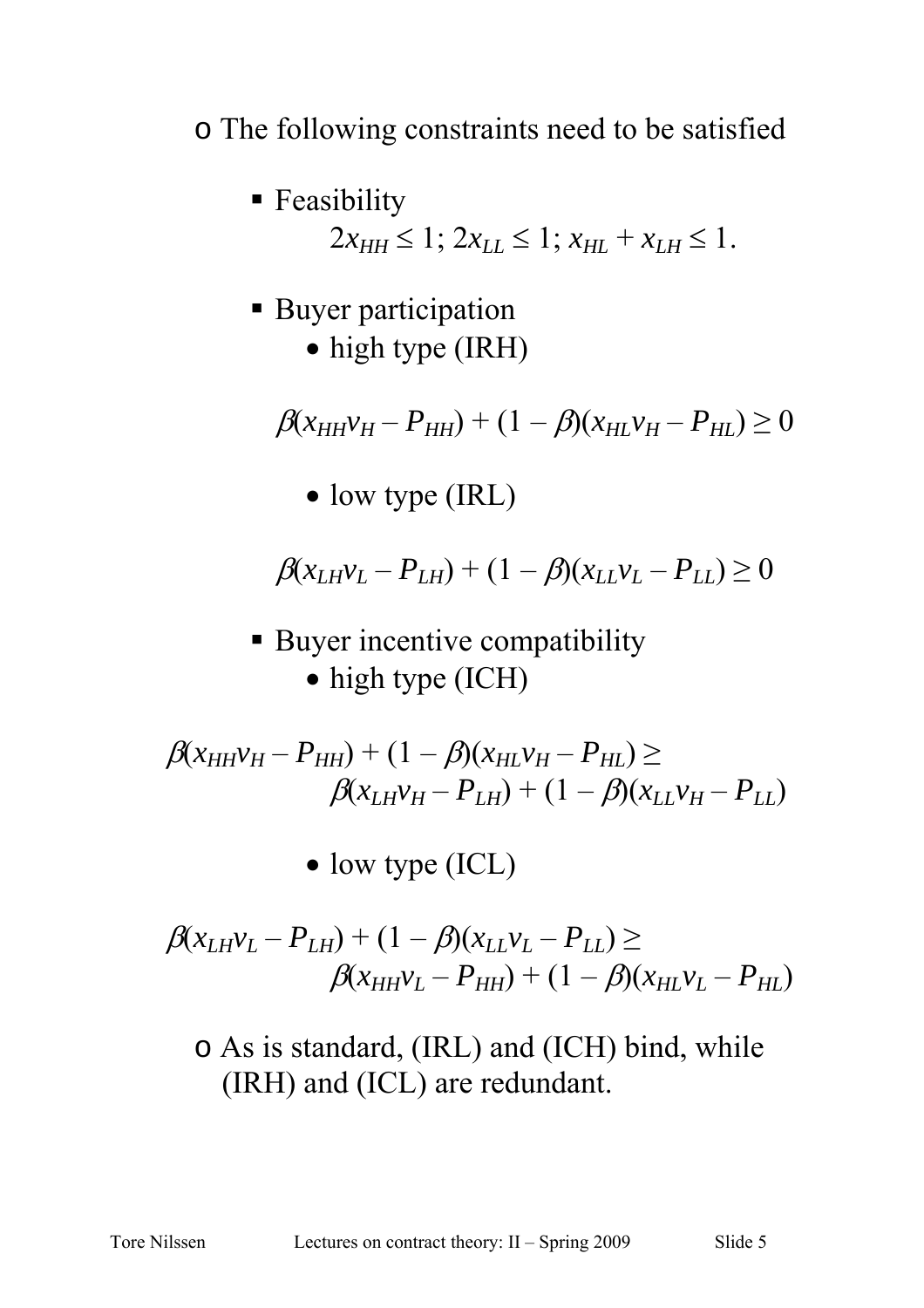- The following constraints need to be satisfied

  - Feasibility

    $$2x_{HH} \leq 1;\ 2x_{LL} \leq 1;\ x_{HL} + x_{LH} \leq 1.$$

  - Buyer participation
    - high type (IRH)

    $$\beta(x_{HH}v_H - P_{HH}) + (1 - \beta)(x_{HL}v_H - P_{HL}) \geq 0$$

    - low type (IRL)

    $$\beta(x_{LH}v_L - P_{LH}) + (1 - \beta)(x_{LL}v_L - P_{LL}) \geq 0$$

  - Buyer incentive compatibility
    - high type (ICH)

    $$\beta(x_{HH}v_H - P_{HH}) + (1 - \beta)(x_{HL}v_H - P_{HL}) \geq \beta(x_{LH}v_H - P_{LH}) + (1 - \beta)(x_{LL}v_H - P_{LL})$$

    - low type (ICL)

    $$\beta(x_{LH}v_L - P_{LH}) + (1 - \beta)(x_{LL}v_L - P_{LL}) \geq \beta(x_{HH}v_L - P_{HH}) + (1 - \beta)(x_{HL}v_L - P_{HL})$$

- As is standard, (IRL) and (ICH) bind, while (IRH) and (ICL) are redundant.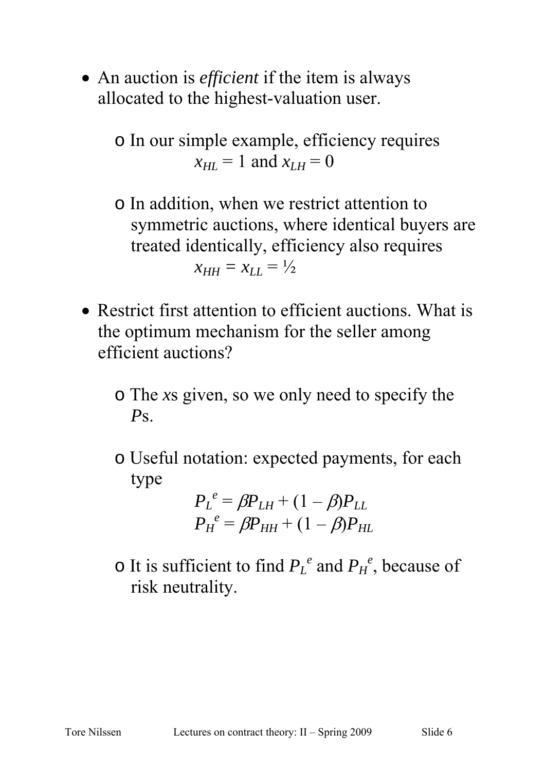- An auction is *efficient* if the item is always allocated to the highest-valuation user.

  - In our simple example, efficiency requires
    $$x_{HL} = 1 \text{ and } x_{LH} = 0$$

  - In addition, when we restrict attention to symmetric auctions, where identical buyers are treated identically, efficiency also requires
    $$x_{HH} = x_{LL} = ½$$

- Restrict first attention to efficient auctions. What is the optimum mechanism for the seller among efficient auctions?

  - The $x$s given, so we only need to specify the $P$s.

  - Useful notation: expected payments, for each type
    $$P_L^e = \beta P_{LH} + (1 - \beta)P_{LL}$$
    $$P_H^e = \beta P_{HH} + (1 - \beta)P_{HL}$$

  - It is sufficient to find $P_L^e$ and $P_H^e$, because of risk neutrality.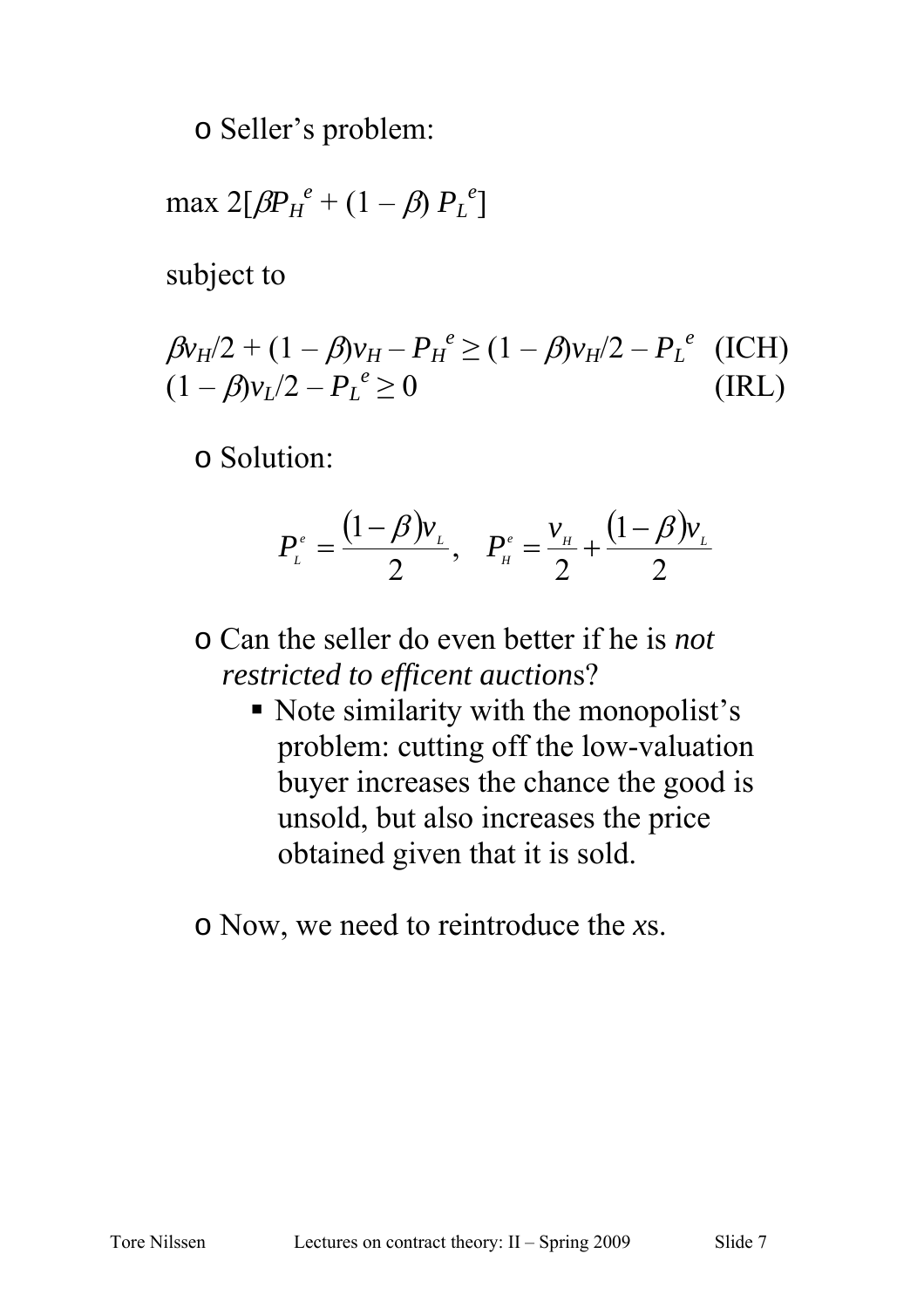- Seller's problem:

$$\max\ 2[\beta P_H^e + (1-\beta)\, P_L^e]$$

subject to

$$\beta v_H/2 + (1-\beta)v_H - P_H^e \geq (1-\beta)v_H/2 - P_L^e \quad \text{(ICH)}$$
$$(1-\beta)v_L/2 - P_L^e \geq 0 \quad \text{(IRL)}$$

- Solution:

$$P_L^e = \frac{(1-\beta)v_L}{2}, \quad P_H^e = \frac{v_H}{2} + \frac{(1-\beta)v_L}{2}$$

- Can the seller do even better if he is *not restricted to efficent auction*s?
  - Note similarity with the monopolist's problem: cutting off the low-valuation buyer increases the chance the good is unsold, but also increases the price obtained given that it is sold.

- Now, we need to reintroduce the *x*s.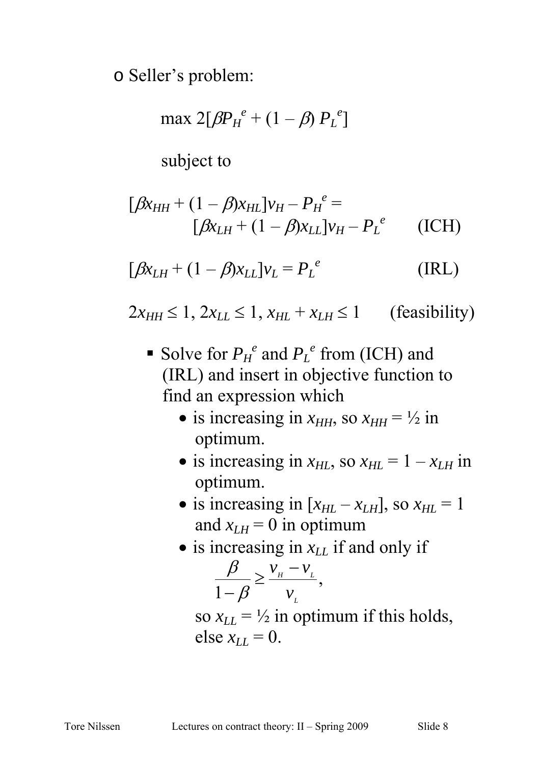- Seller's problem:

$$\max 2[\beta P_H^e + (1-\beta) P_L^e]$$

subject to

$$[\beta x_{HH} + (1-\beta)x_{HL}]v_H - P_H^e = [\beta x_{LH} + (1-\beta)x_{LL}]v_H - P_L^e \qquad \text{(ICH)}$$

$$[\beta x_{LH} + (1-\beta)x_{LL}]v_L = P_L^e \qquad \text{(IRL)}$$

$$2x_{HH} \le 1,\ 2x_{LL} \le 1,\ x_{HL} + x_{LH} \le 1 \qquad \text{(feasibility)}$$

  - Solve for $P_H^e$ and $P_L^e$ from (ICH) and (IRL) and insert in objective function to find an expression which
    - is increasing in $x_{HH}$, so $x_{HH} = ½$ in optimum.
    - is increasing in $x_{HL}$, so $x_{HL} = 1 - x_{LH}$ in optimum.
    - is increasing in $[x_{HL} - x_{LH}]$, so $x_{HL} = 1$ and $x_{LH} = 0$ in optimum
    - is increasing in $x_{LL}$ if and only if

      $$\frac{\beta}{1-\beta} \ge \frac{v_H - v_L}{v_L},$$

      so $x_{LL} = ½$ in optimum if this holds, else $x_{LL} = 0$.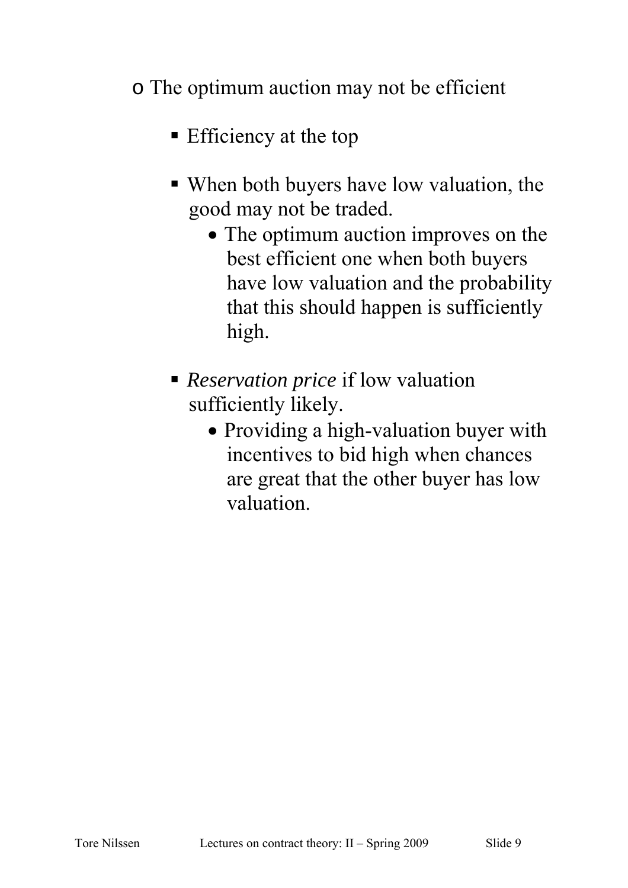- The optimum auction may not be efficient
  - Efficiency at the top
  - When both buyers have low valuation, the good may not be traded.
    - The optimum auction improves on the best efficient one when both buyers have low valuation and the probability that this should happen is sufficiently high.
  - *Reservation price* if low valuation sufficiently likely.
    - Providing a high-valuation buyer with incentives to bid high when chances are great that the other buyer has low valuation.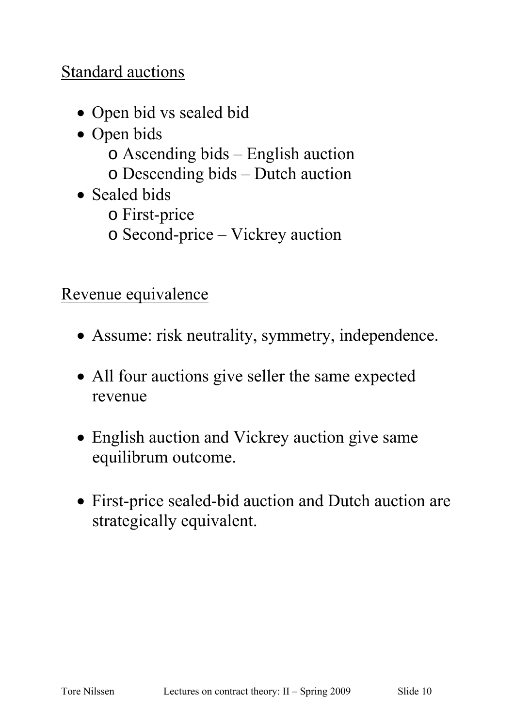## Standard auctions

- Open bid vs sealed bid
- Open bids
    - Ascending bids – English auction
    - Descending bids – Dutch auction
- Sealed bids
    - First-price
    - Second-price – Vickrey auction

## Revenue equivalence

- Assume: risk neutrality, symmetry, independence.

- All four auctions give seller the same expected revenue

- English auction and Vickrey auction give same equilibrum outcome.

- First-price sealed-bid auction and Dutch auction are strategically equivalent.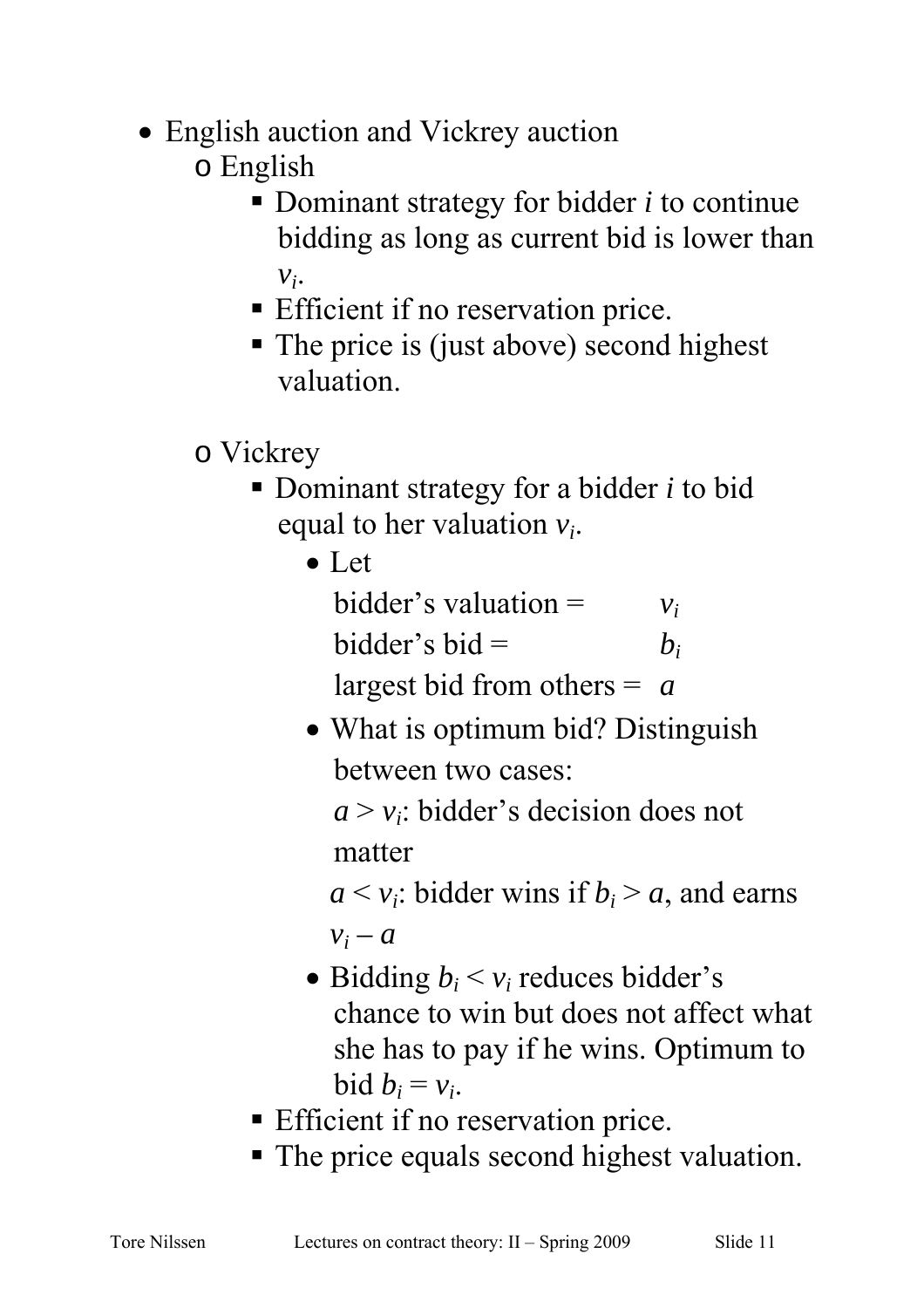- English auction and Vickrey auction
  - English
    - Dominant strategy for bidder *i* to continue bidding as long as current bid is lower than $v_i$.
    - Efficient if no reservation price.
    - The price is (just above) second highest valuation.

  - Vickrey
    - Dominant strategy for a bidder *i* to bid equal to her valuation $v_i$.
      - Let

        bidder's valuation = $v_i$

        bidder's bid = $b_i$

        largest bid from others = $a$
      - What is optimum bid? Distinguish between two cases:

        $a > v_i$: bidder's decision does not matter

        $a < v_i$: bidder wins if $b_i > a$, and earns $v_i - a$
      - Bidding $b_i < v_i$ reduces bidder's chance to win but does not affect what she has to pay if he wins. Optimum to bid $b_i = v_i$.
    - Efficient if no reservation price.
    - The price equals second highest valuation.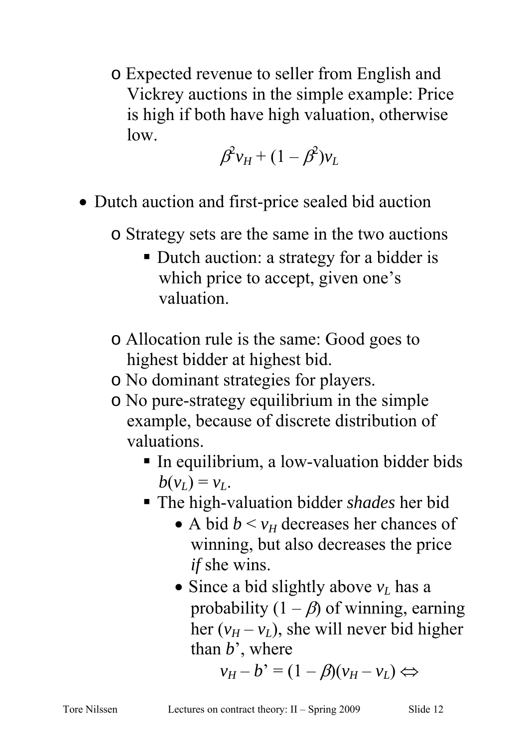- Expected revenue to seller from English and Vickrey auctions in the simple example: Price is high if both have high valuation, otherwise low.

$$\beta^2 v_H + (1 - \beta^2) v_L$$

- Dutch auction and first-price sealed bid auction
  - Strategy sets are the same in the two auctions
    - Dutch auction: a strategy for a bidder is which price to accept, given one's valuation.
  - Allocation rule is the same: Good goes to highest bidder at highest bid.
  - No dominant strategies for players.
  - No pure-strategy equilibrium in the simple example, because of discrete distribution of valuations.
    - In equilibrium, a low-valuation bidder bids $b(v_L) = v_L$.
    - The high-valuation bidder *shades* her bid
      - A bid $b < v_H$ decreases her chances of winning, but also decreases the price *if* she wins.
      - Since a bid slightly above $v_L$ has a probability $(1 - \beta)$ of winning, earning her $(v_H - v_L)$, she will never bid higher than $b$', where

$$v_H - b' = (1 - \beta)(v_H - v_L) \Leftrightarrow$$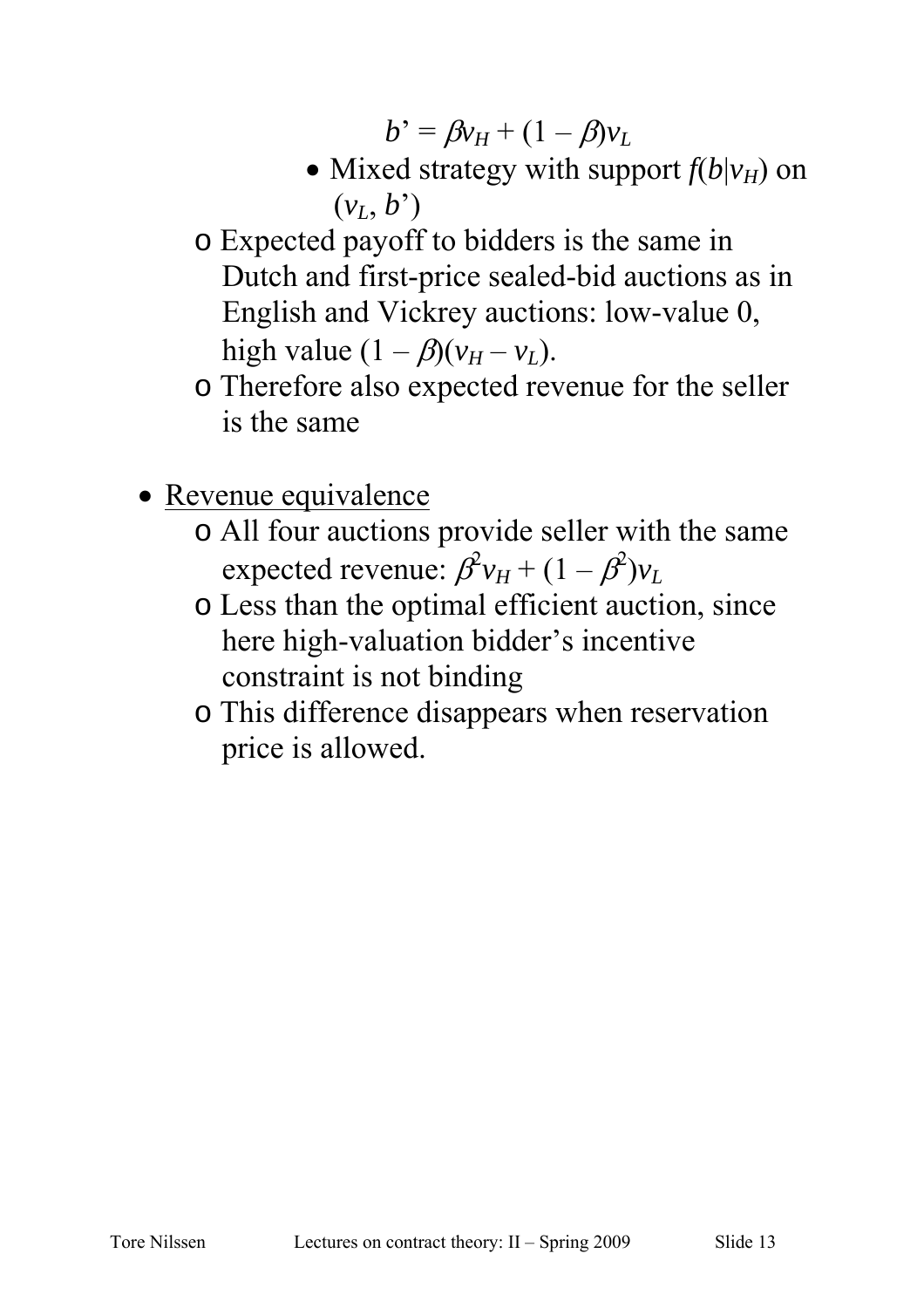$b' = \beta v_H + (1 - \beta)v_L$

- Mixed strategy with support $f(b|v_H)$ on $(v_L, b')$

  - Expected payoff to bidders is the same in Dutch and first-price sealed-bid auctions as in English and Vickrey auctions: low-value 0, high value $(1 - \beta)(v_H - v_L)$.
  - Therefore also expected revenue for the seller is the same

- Revenue equivalence
  - All four auctions provide seller with the same expected revenue: $\beta^2 v_H + (1 - \beta^2)v_L$
  - Less than the optimal efficient auction, since here high-valuation bidder's incentive constraint is not binding
  - This difference disappears when reservation price is allowed.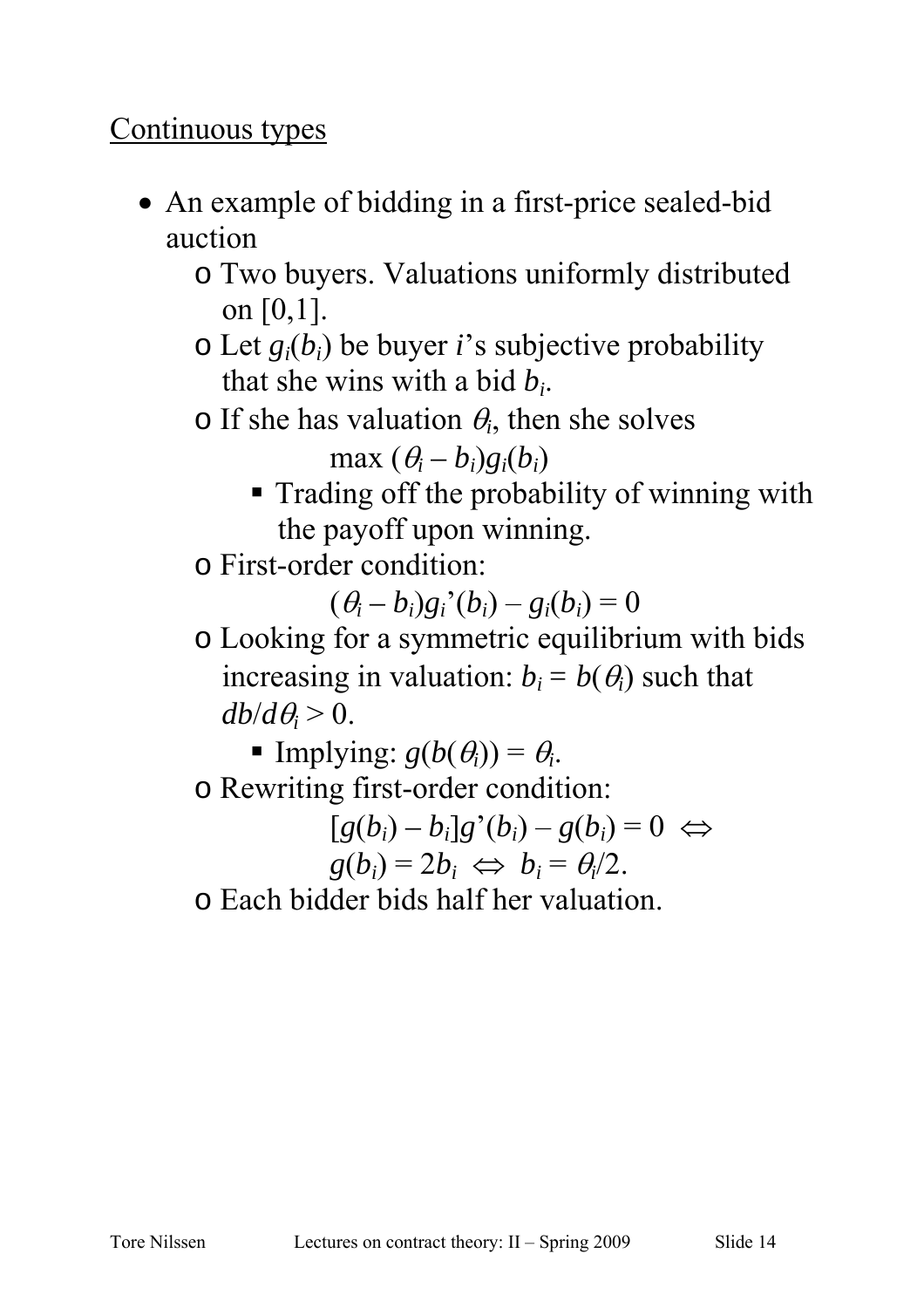## Continuous types

- An example of bidding in a first-price sealed-bid auction
  - Two buyers. Valuations uniformly distributed on [0,1].
  - Let $g_i(b_i)$ be buyer *i*'s subjective probability that she wins with a bid $b_i$.
  - If she has valuation $\theta_i$, then she solves

    $$\max\ (\theta_i - b_i)g_i(b_i)$$

    - Trading off the probability of winning with the payoff upon winning.
  - First-order condition:

    $$(\theta_i - b_i)g_i'(b_i) - g_i(b_i) = 0$$

  - Looking for a symmetric equilibrium with bids increasing in valuation: $b_i = b(\theta_i)$ such that $db/d\theta_i > 0$.
    - Implying: $g(b(\theta_i)) = \theta_i$.
  - Rewriting first-order condition:

    $$[g(b_i) - b_i]g'(b_i) - g(b_i) = 0 \Leftrightarrow$$

    $$g(b_i) = 2b_i \Leftrightarrow b_i = \theta_i/2.$$

  - Each bidder bids half her valuation.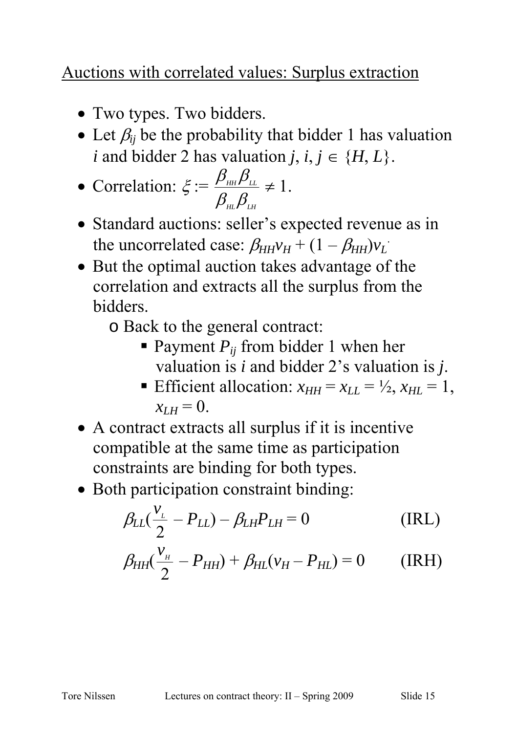## Auctions with correlated values: Surplus extraction

- Two types. Two bidders.
- Let $\beta_{ij}$ be the probability that bidder 1 has valuation $i$ and bidder 2 has valuation $j$, $i, j \in \{H, L\}$.
- Correlation: $\xi := \dfrac{\beta_{HH}\beta_{LL}}{\beta_{HL}\beta_{LH}} \neq 1$.
- Standard auctions: seller's expected revenue as in the uncorrelated case: $\beta_{HH}v_H + (1 - \beta_{HH})v_L$.
- But the optimal auction takes advantage of the correlation and extracts all the surplus from the bidders.
  - Back to the general contract:
    - Payment $P_{ij}$ from bidder 1 when her valuation is $i$ and bidder 2's valuation is $j$.
    - Efficient allocation: $x_{HH} = x_{LL} = ½$, $x_{HL} = 1$, $x_{LH} = 0$.
- A contract extracts all surplus if it is incentive compatible at the same time as participation constraints are binding for both types.
- Both participation constraint binding:

$$\beta_{LL}\left(\frac{v_L}{2} - P_{LL}\right) - \beta_{LH}P_{LH} = 0 \qquad \text{(IRL)}$$

$$\beta_{HH}\left(\frac{v_H}{2} - P_{HH}\right) + \beta_{HL}(v_H - P_{HL}) = 0 \qquad \text{(IRH)}$$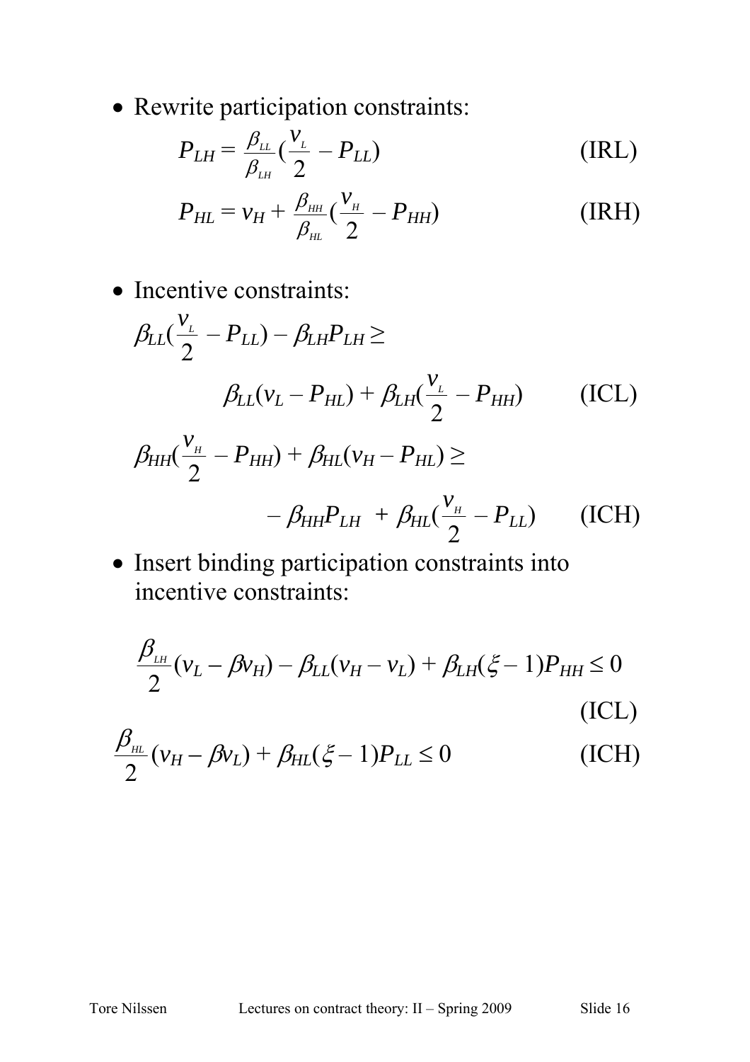- Rewrite participation constraints:

$$P_{LH} = \frac{\beta_{LL}}{\beta_{LH}}(\frac{v_L}{2} - P_{LL}) \qquad \text{(IRL)}$$

$$P_{HL} = v_H + \frac{\beta_{HH}}{\beta_{HL}}(\frac{v_H}{2} - P_{HH}) \qquad \text{(IRH)}$$

- Incentive constraints:

$$\beta_{LL}(\frac{v_L}{2} - P_{LL}) - \beta_{LH}P_{LH} \geq$$

$$\beta_{LL}(v_L - P_{HL}) + \beta_{LH}(\frac{v_L}{2} - P_{HH}) \qquad \text{(ICL)}$$

$$\beta_{HH}(\frac{v_H}{2} - P_{HH}) + \beta_{HL}(v_H - P_{HL}) \geq$$

$$-\beta_{HH}P_{LH} + \beta_{HL}(\frac{v_H}{2} - P_{LL}) \qquad \text{(ICH)}$$

- Insert binding participation constraints into incentive constraints:

$$\frac{\beta_{LH}}{2}(v_L - \beta v_H) - \beta_{LL}(v_H - v_L) + \beta_{LH}(\xi - 1)P_{HH} \leq 0 \qquad \text{(ICL)}$$

$$\frac{\beta_{HL}}{2}(v_H - \beta v_L) + \beta_{HL}(\xi - 1)P_{LL} \leq 0 \qquad \text{(ICH)}$$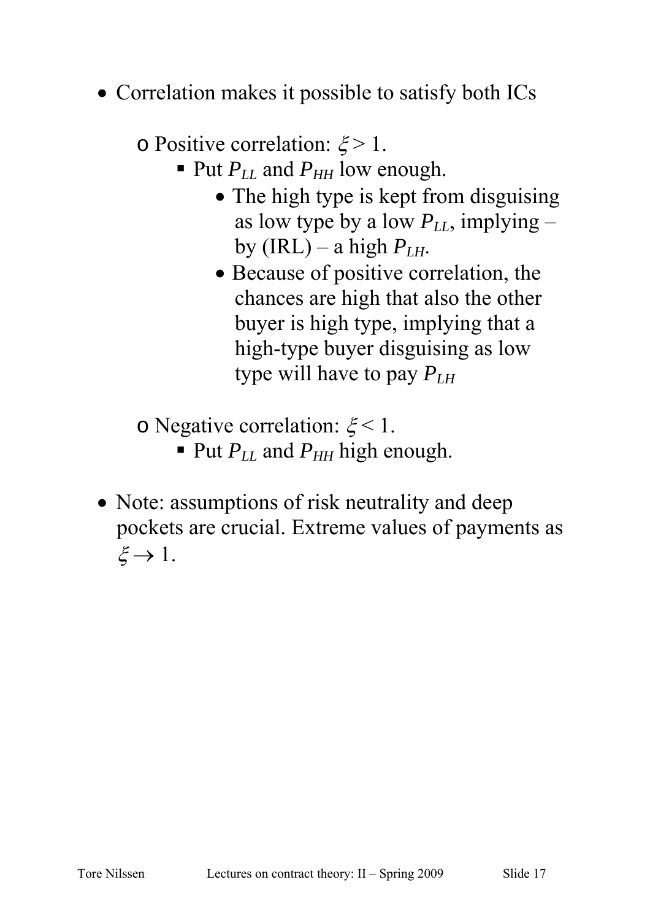- Correlation makes it possible to satisfy both ICs
  - Positive correlation: $\xi > 1$.
    - Put $P_{LL}$ and $P_{HH}$ low enough.
      - The high type is kept from disguising as low type by a low $P_{LL}$, implying – by (IRL) – a high $P_{LH}$.
      - Because of positive correlation, the chances are high that also the other buyer is high type, implying that a high-type buyer disguising as low type will have to pay $P_{LH}$
  - Negative correlation: $\xi < 1$.
    - Put $P_{LL}$ and $P_{HH}$ high enough.
- Note: assumptions of risk neutrality and deep pockets are crucial. Extreme values of payments as $\xi \to 1$.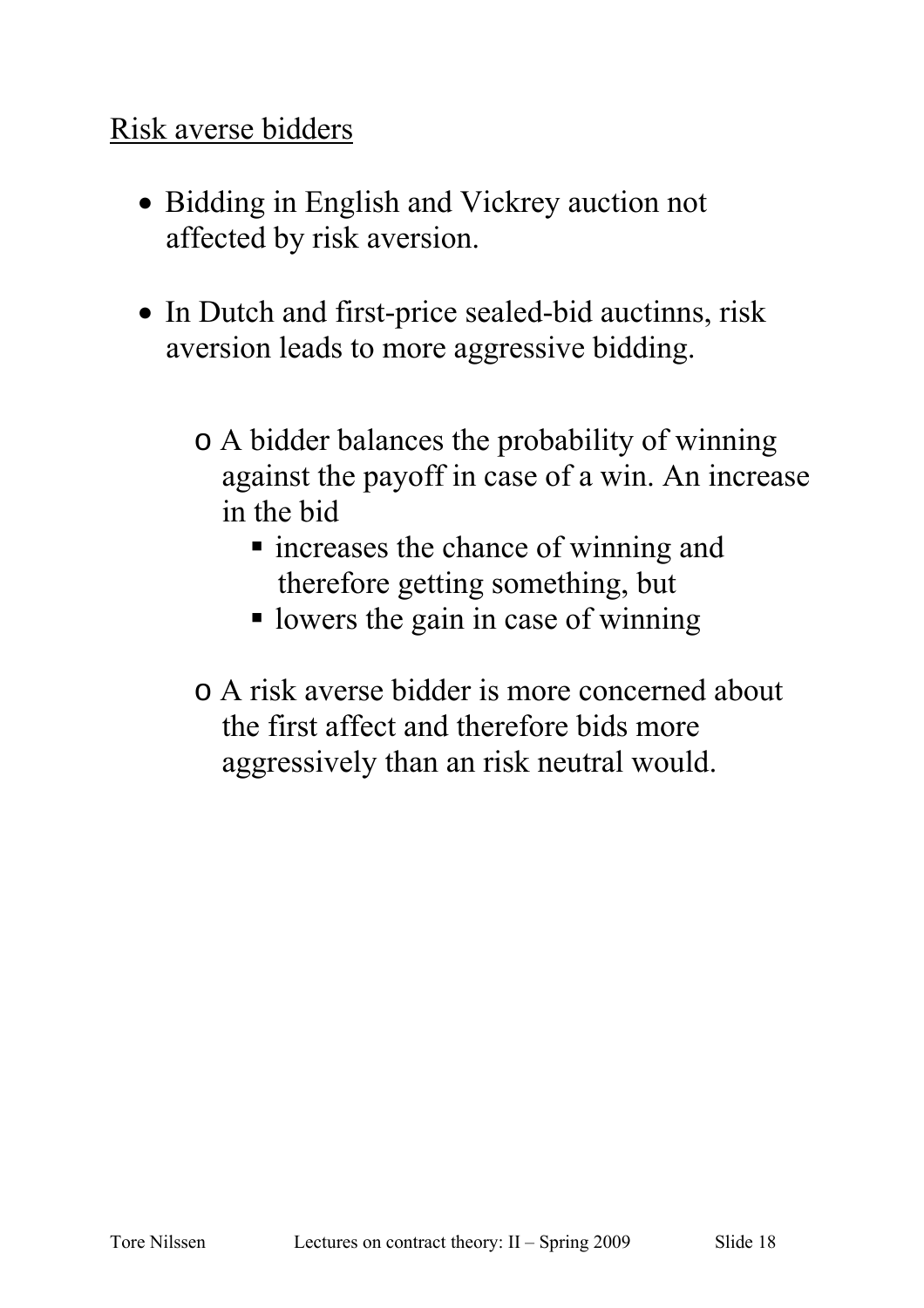## Risk averse bidders

- Bidding in English and Vickrey auction not affected by risk aversion.

- In Dutch and first-price sealed-bid auctinns, risk aversion leads to more aggressive bidding.

    - A bidder balances the probability of winning against the payoff in case of a win. An increase in the bid
        - increases the chance of winning and therefore getting something, but
        - lowers the gain in case of winning

    - A risk averse bidder is more concerned about the first affect and therefore bids more aggressively than an risk neutral would.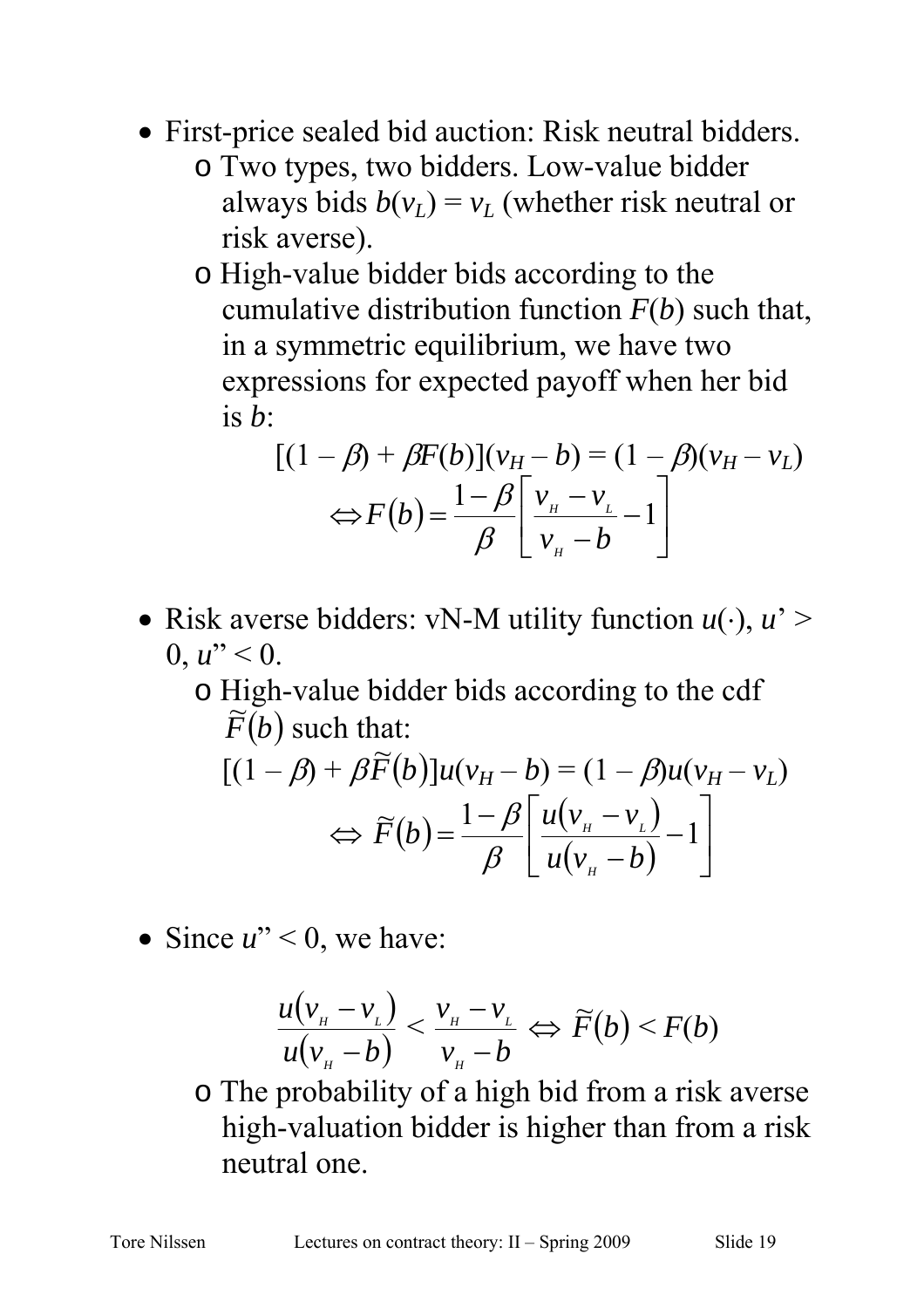- First-price sealed bid auction: Risk neutral bidders.
  - Two types, two bidders. Low-value bidder always bids $b(v_L) = v_L$ (whether risk neutral or risk averse).
  - High-value bidder bids according to the cumulative distribution function $F(b)$ such that, in a symmetric equilibrium, we have two expressions for expected payoff when her bid is $b$:

$$[(1-\beta) + \beta F(b)](v_H - b) = (1-\beta)(v_H - v_L)$$

$$\Leftrightarrow F(b) = \frac{1-\beta}{\beta}\left[\frac{v_H - v_L}{v_H - b} - 1\right]$$

- Risk averse bidders: vN-M utility function $u(\cdot)$, $u' > 0$, $u'' < 0$.
  - High-value bidder bids according to the cdf $\tilde{F}(b)$ such that:

$$[(1-\beta) + \beta \tilde{F}(b)]u(v_H - b) = (1-\beta)u(v_H - v_L)$$

$$\Leftrightarrow \tilde{F}(b) = \frac{1-\beta}{\beta}\left[\frac{u(v_H - v_L)}{u(v_H - b)} - 1\right]$$

- Since $u'' < 0$, we have:

$$\frac{u(v_H - v_L)}{u(v_H - b)} < \frac{v_H - v_L}{v_H - b} \Leftrightarrow \tilde{F}(b) < F(b)$$

  - The probability of a high bid from a risk averse high-valuation bidder is higher than from a risk neutral one.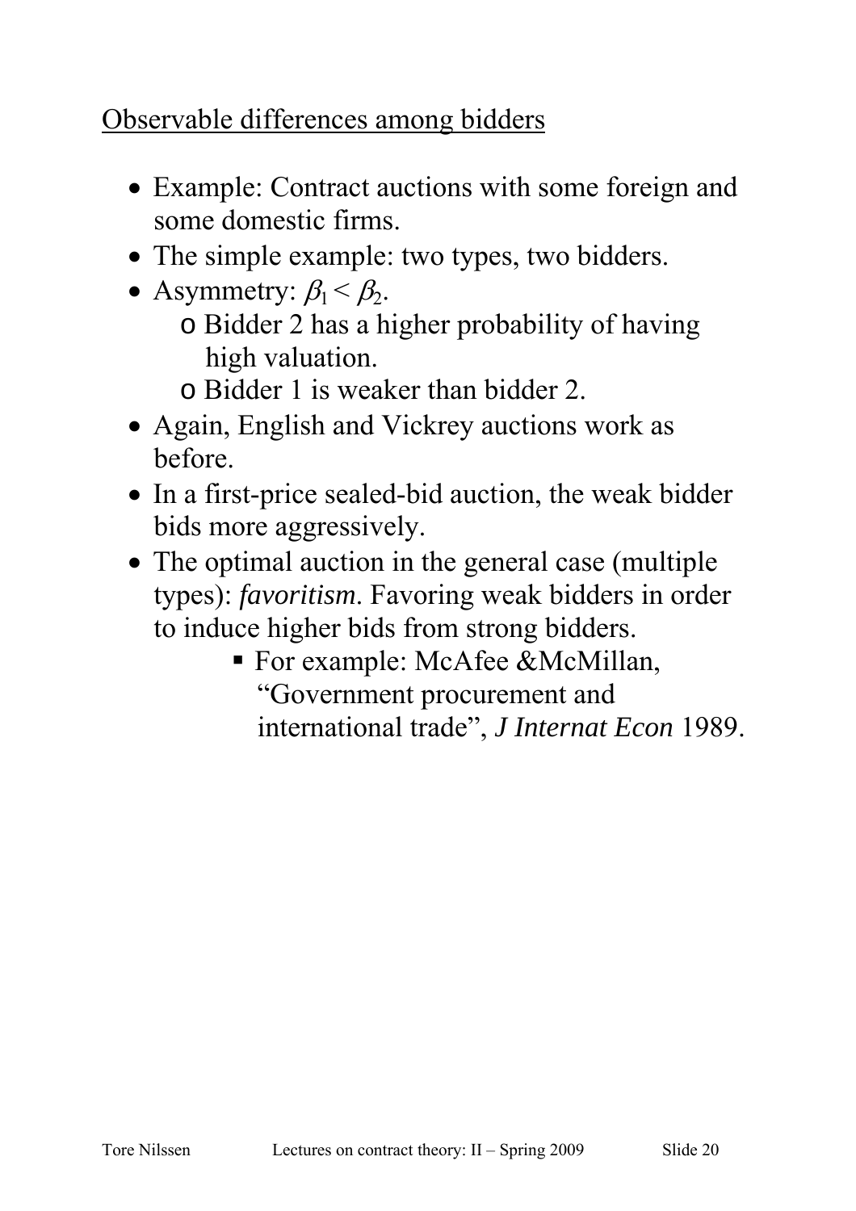## Observable differences among bidders

- Example: Contract auctions with some foreign and some domestic firms.
- The simple example: two types, two bidders.
- Asymmetry: $\beta_1 < \beta_2$.
  - Bidder 2 has a higher probability of having high valuation.
  - Bidder 1 is weaker than bidder 2.
- Again, English and Vickrey auctions work as before.
- In a first-price sealed-bid auction, the weak bidder bids more aggressively.
- The optimal auction in the general case (multiple types): *favoritism*. Favoring weak bidders in order to induce higher bids from strong bidders.
  - For example: McAfee &McMillan, "Government procurement and international trade", *J Internat Econ* 1989.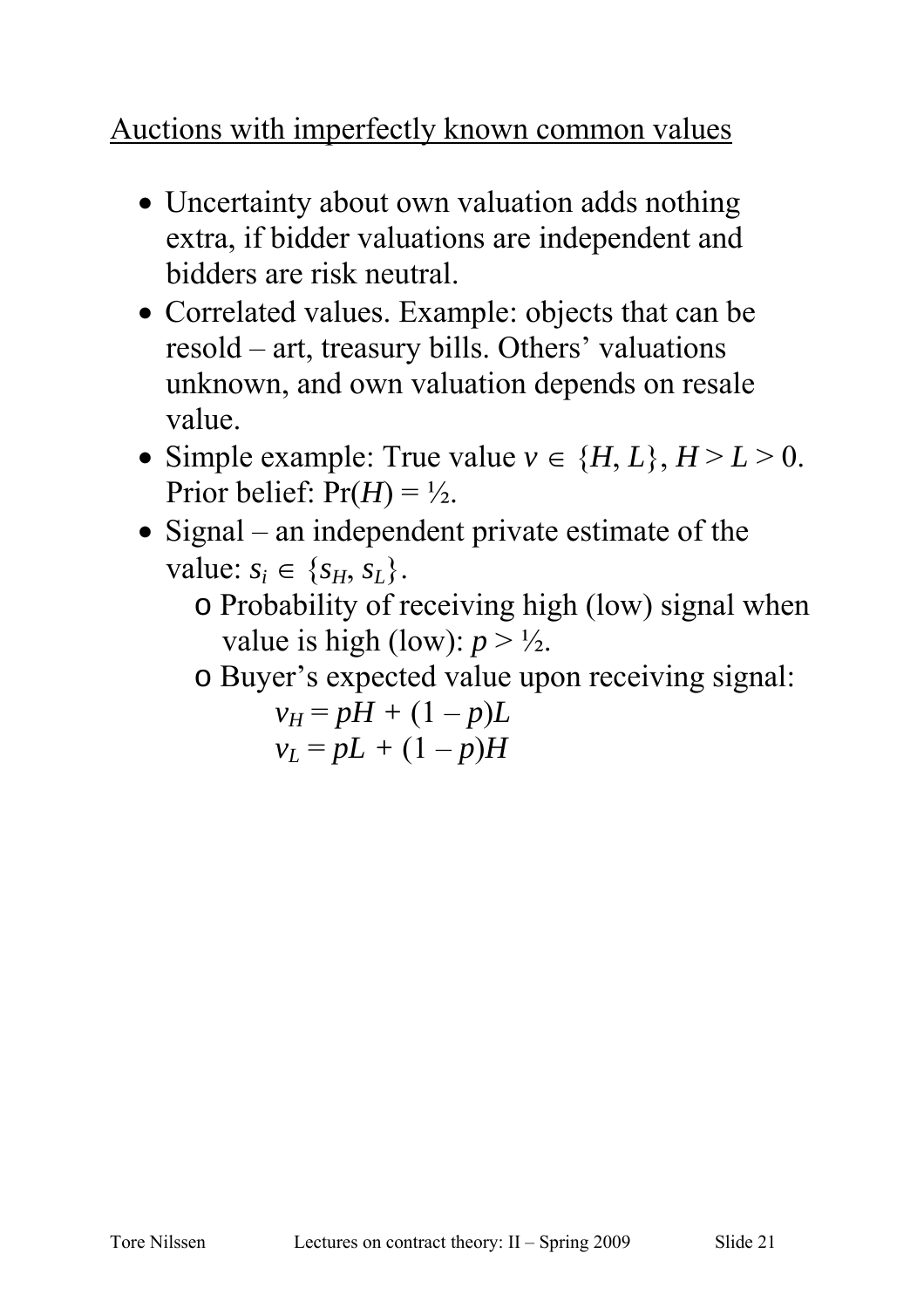## Auctions with imperfectly known common values

- Uncertainty about own valuation adds nothing extra, if bidder valuations are independent and bidders are risk neutral.
- Correlated values. Example: objects that can be resold – art, treasury bills. Others' valuations unknown, and own valuation depends on resale value.
- Simple example: True value $v \in \{H, L\}$, $H > L > 0$. Prior belief: $\Pr(H) = ½$.
- Signal – an independent private estimate of the value: $s_i \in \{s_H, s_L\}$.
  - Probability of receiving high (low) signal when value is high (low): $p > ½$.
  - Buyer's expected value upon receiving signal:

$$v_H = pH + (1 - p)L$$
$$v_L = pL + (1 - p)H$$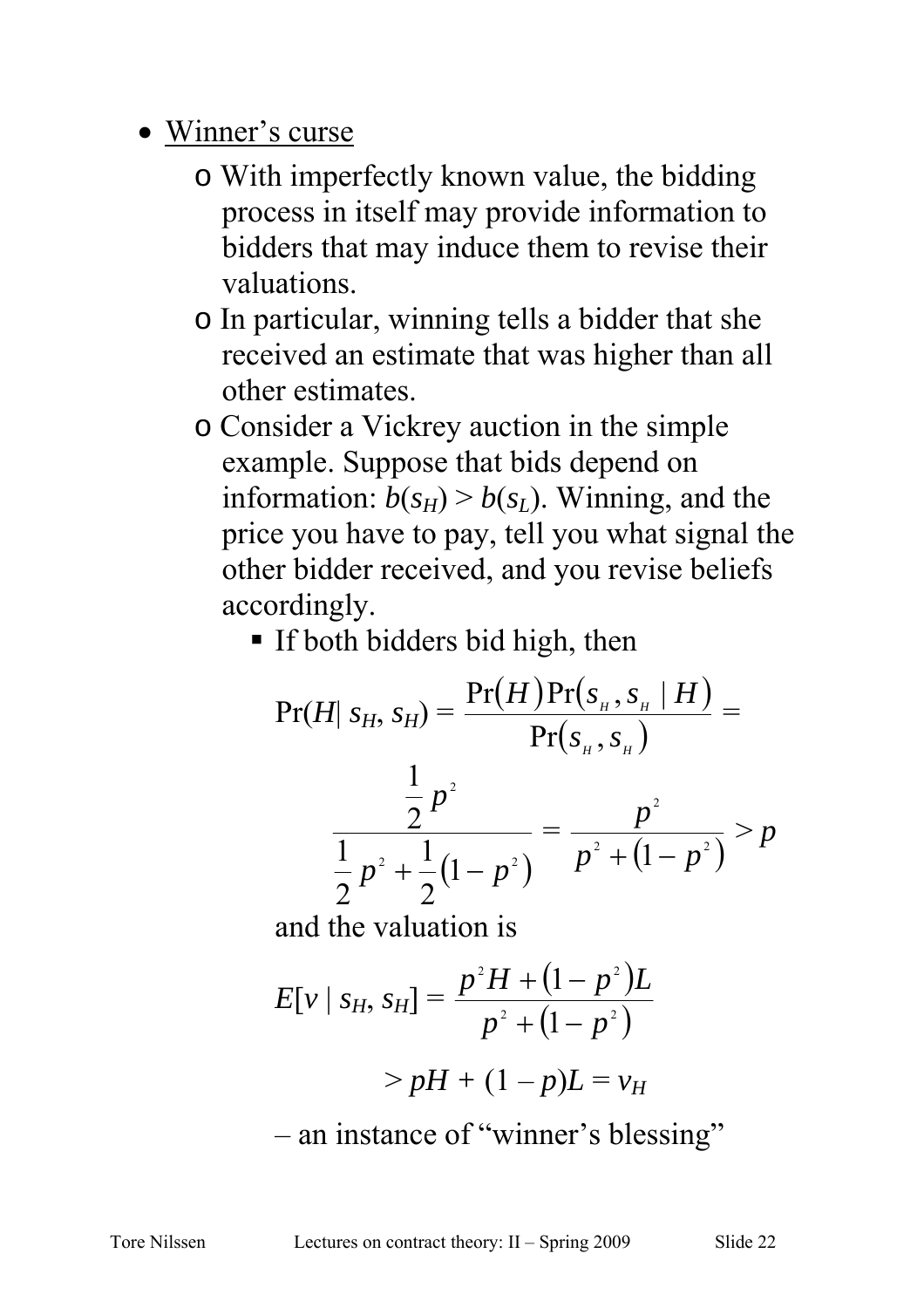- <u>Winner's curse</u>
  - o With imperfectly known value, the bidding process in itself may provide information to bidders that may induce them to revise their valuations.
  - o In particular, winning tells a bidder that she received an estimate that was higher than all other estimates.
  - o Consider a Vickrey auction in the simple example. Suppose that bids depend on information: $b(s_H) > b(s_L)$. Winning, and the price you have to pay, tell you what signal the other bidder received, and you revise beliefs accordingly.
    - If both bidders bid high, then

$$\Pr(H|\, s_H, s_H) = \frac{\Pr(H)\Pr(s_H, s_H \mid H)}{\Pr(s_H, s_H)} =$$

$$\frac{\frac{1}{2}p^2}{\frac{1}{2}p^2 + \frac{1}{2}(1-p^2)} = \frac{p^2}{p^2 + (1-p^2)} > p$$

and the valuation is

$$E[v \mid s_H, s_H] = \frac{p^2 H + (1-p^2)L}{p^2 + (1-p^2)}$$

$$> pH + (1-p)L = v_H$$

– an instance of "winner's blessing"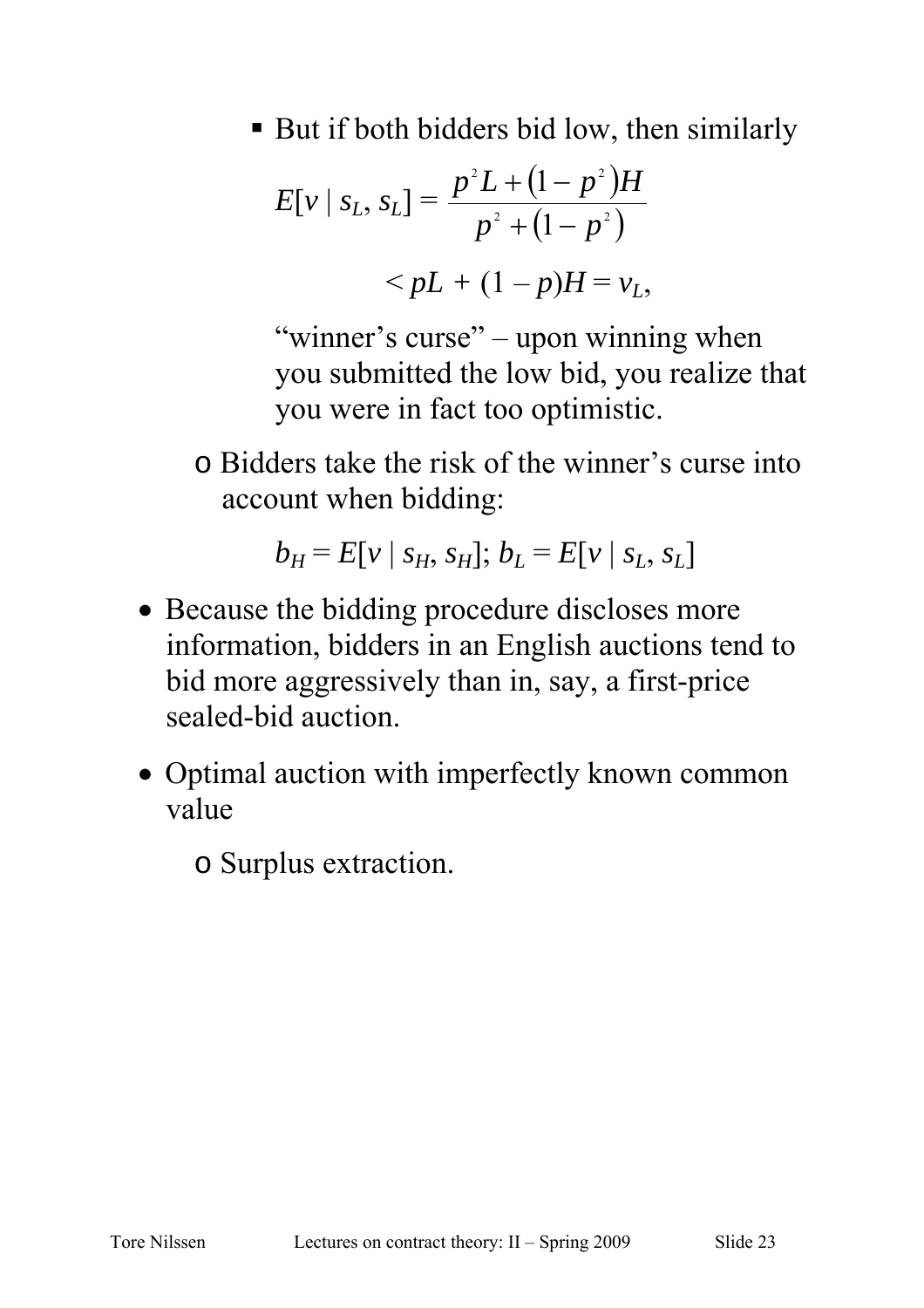- But if both bidders bid low, then similarly

$$E[v \mid s_L, s_L] = \frac{p^2 L + (1 - p^2)H}{p^2 + (1 - p^2)}$$

$$< pL + (1 - p)H = v_L,$$

  "winner's curse" – upon winning when you submitted the low bid, you realize that you were in fact too optimistic.

  - Bidders take the risk of the winner's curse into account when bidding:

$$b_H = E[v \mid s_H, s_H];\ b_L = E[v \mid s_L, s_L]$$

- Because the bidding procedure discloses more information, bidders in an English auctions tend to bid more aggressively than in, say, a first-price sealed-bid auction.

- Optimal auction with imperfectly known common value
  - Surplus extraction.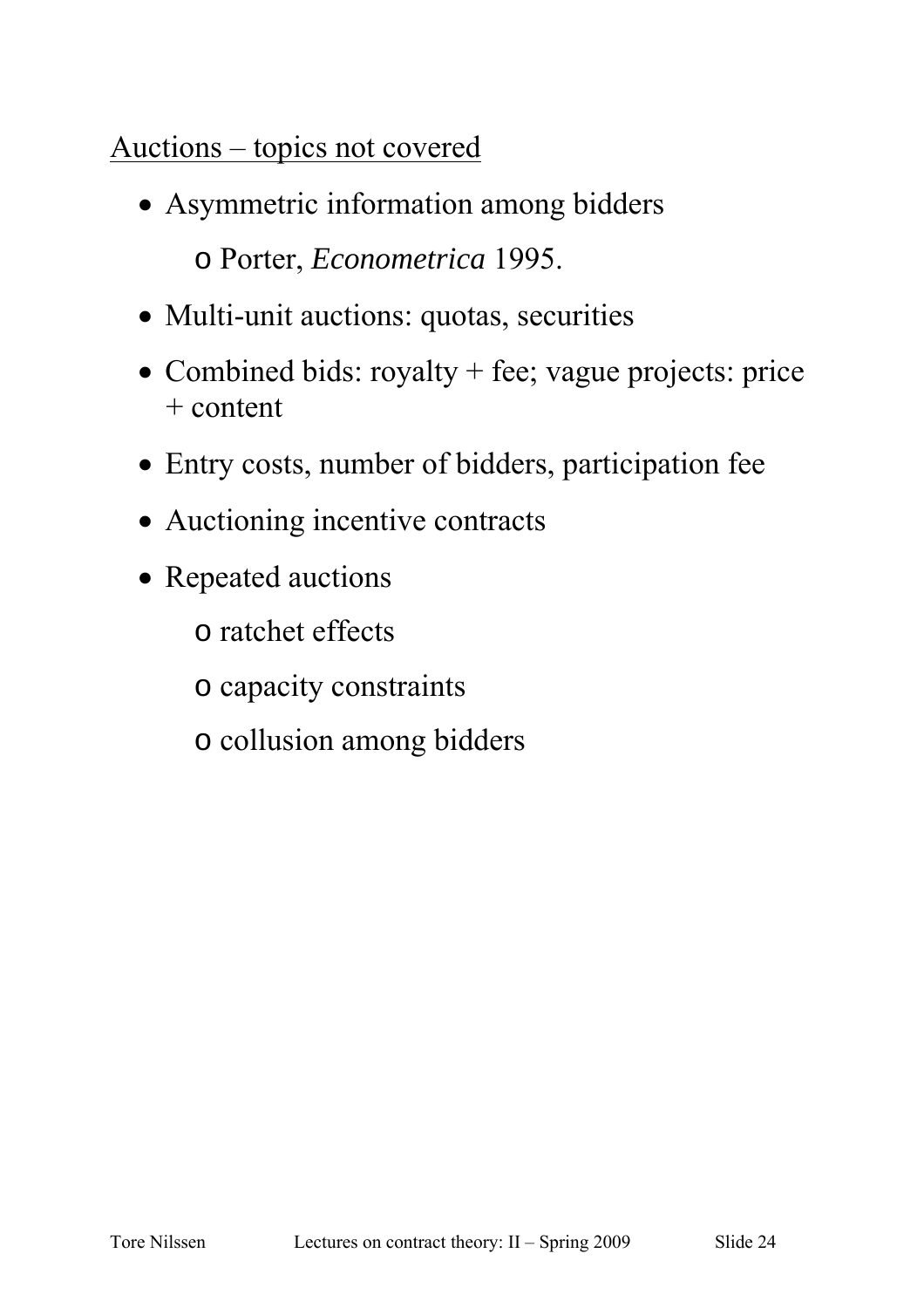## Auctions – topics not covered

- Asymmetric information among bidders
  - Porter, *Econometrica* 1995.
- Multi-unit auctions: quotas, securities
- Combined bids: royalty + fee; vague projects: price + content
- Entry costs, number of bidders, participation fee
- Auctioning incentive contracts
- Repeated auctions
  - ratchet effects
  - capacity constraints
  - collusion among bidders